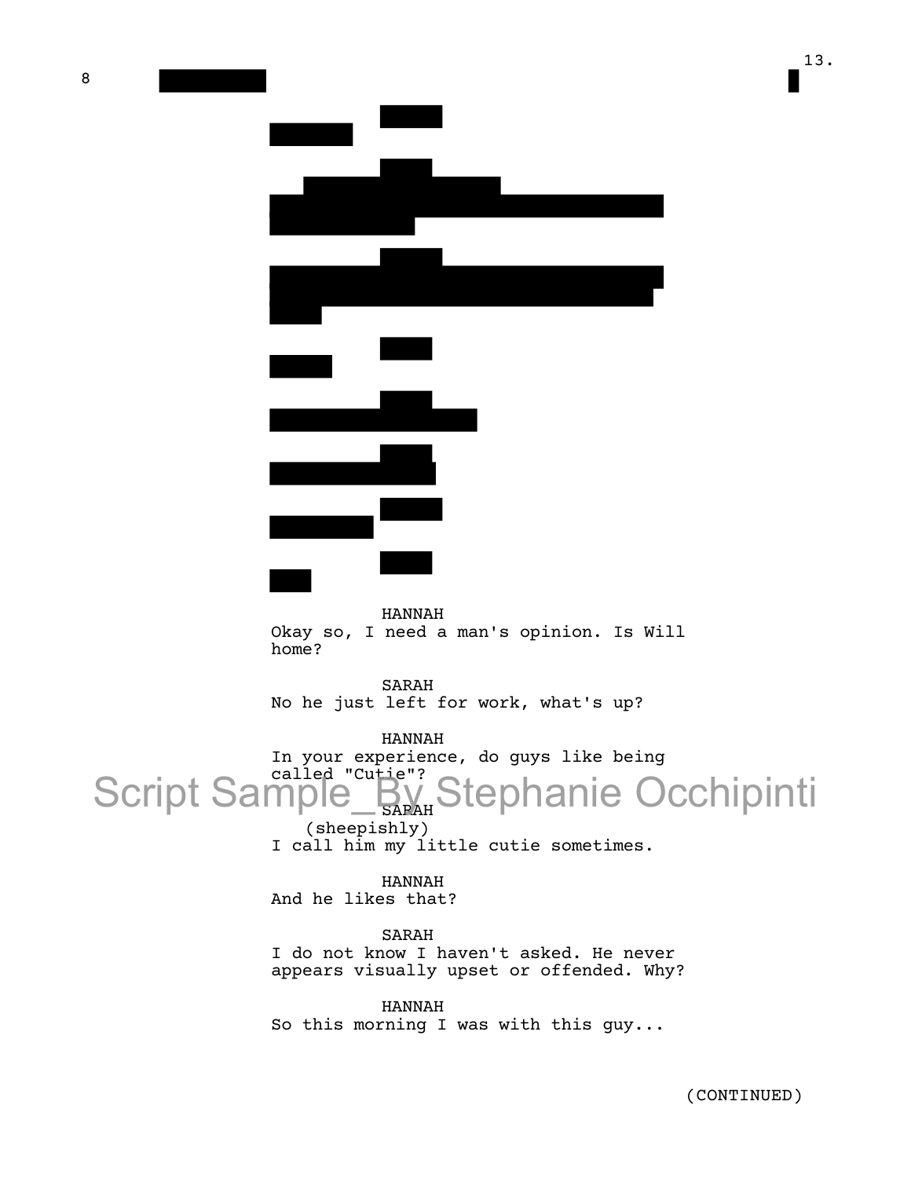HANNAH
Okay so, I need a man's opinion. Is Will home?

SARAH
No he just left for work, what's up?

HANNAH
In your experience, do guys like being called "Cutie"?

SARAH
(sheepishly)
I call him my little cutie sometimes.

HANNAH
And he likes that?

SARAH
I do not know I haven't asked. He never appears visually upset or offended. Why?

HANNAH
So this morning I was with this guy...

(CONTINUED)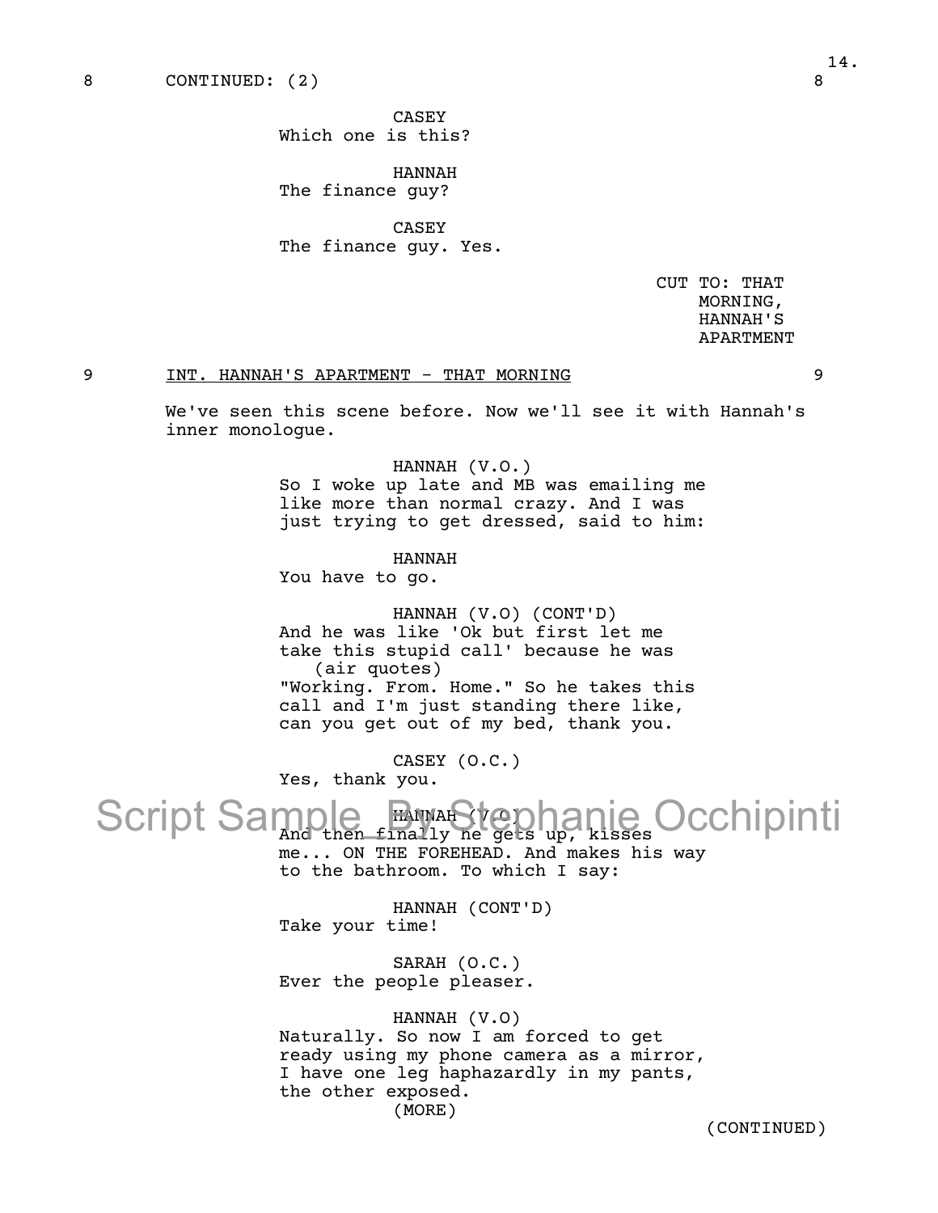8 CONTINUED: (2) 8

CASEY
Which one is this?

HANNAH
The finance guy?

CASEY
The finance guy. Yes.

CUT TO: THAT MORNING, HANNAH'S APARTMENT

9 INT. HANNAH'S APARTMENT - THAT MORNING 9

We've seen this scene before. Now we'll see it with Hannah's inner monologue.

HANNAH (V.O.)
So I woke up late and MB was emailing me like more than normal crazy. And I was just trying to get dressed, said to him:

HANNAH
You have to go.

HANNAH (V.O) (CONT'D)
And he was like 'Ok but first let me take this stupid call' because he was
(air quotes)
"Working. From. Home." So he takes this call and I'm just standing there like, can you get out of my bed, thank you.

CASEY (O.C.)
Yes, thank you.

Script Sample_By Stephanie Occhipinti

HANNAH (V.O)
And then finally he gets up, kisses me... ON THE FOREHEAD. And makes his way to the bathroom. To which I say:

HANNAH (CONT'D)
Take your time!

SARAH (O.C.)
Ever the people pleaser.

HANNAH (V.O)
Naturally. So now I am forced to get ready using my phone camera as a mirror, I have one leg haphazardly in my pants, the other exposed.
(MORE)

(CONTINUED)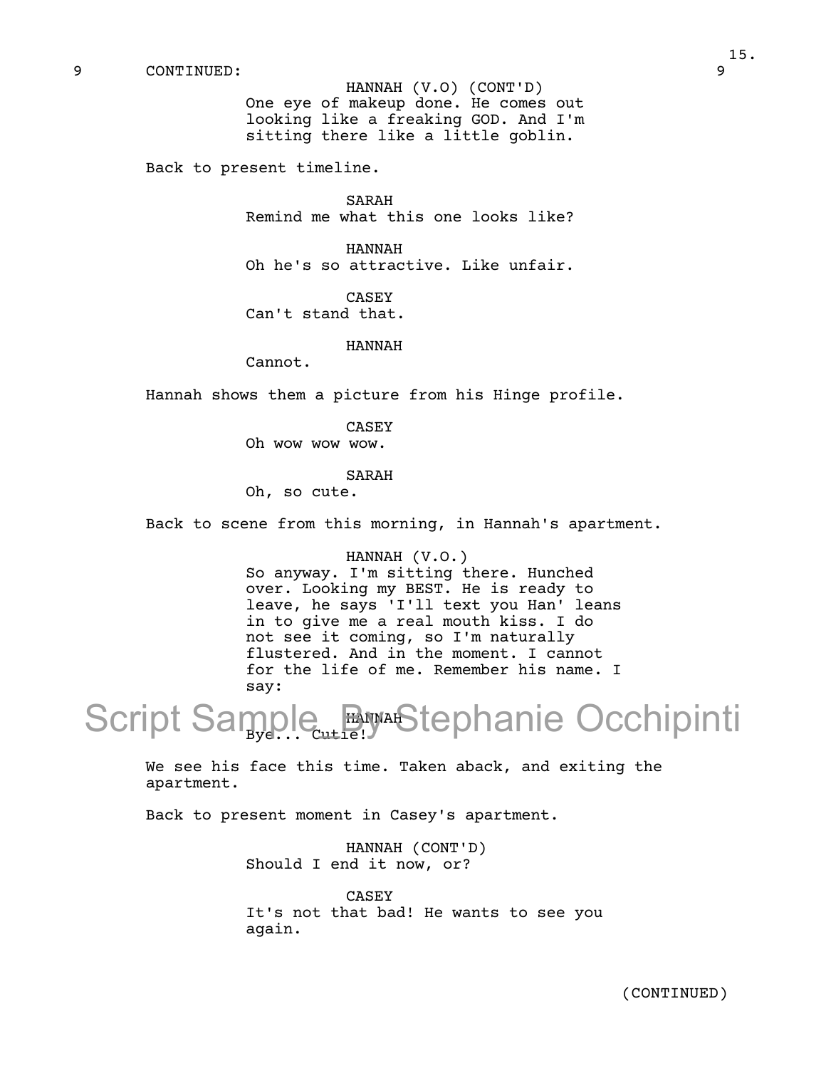9 CONTINUED: 9

HANNAH (V.O) (CONT'D)
One eye of makeup done. He comes out looking like a freaking GOD. And I'm sitting there like a little goblin.

Back to present timeline.

SARAH
Remind me what this one looks like?

HANNAH
Oh he's so attractive. Like unfair.

CASEY
Can't stand that.

HANNAH
Cannot.

Hannah shows them a picture from his Hinge profile.

CASEY
Oh wow wow wow.

SARAH
Oh, so cute.

Back to scene from this morning, in Hannah's apartment.

HANNAH (V.O.)
So anyway. I'm sitting there. Hunched over. Looking my BEST. He is ready to leave, he says 'I'll text you Han' leans in to give me a real mouth kiss. I do not see it coming, so I'm naturally flustered. And in the moment. I cannot for the life of me. Remember his name. I say:

Script Sample_By Stephanie Occhipinti

HANNAH
Bye... Cutie!

We see his face this time. Taken aback, and exiting the apartment.

Back to present moment in Casey's apartment.

HANNAH (CONT'D)
Should I end it now, or?

CASEY
It's not that bad! He wants to see you again.

(CONTINUED)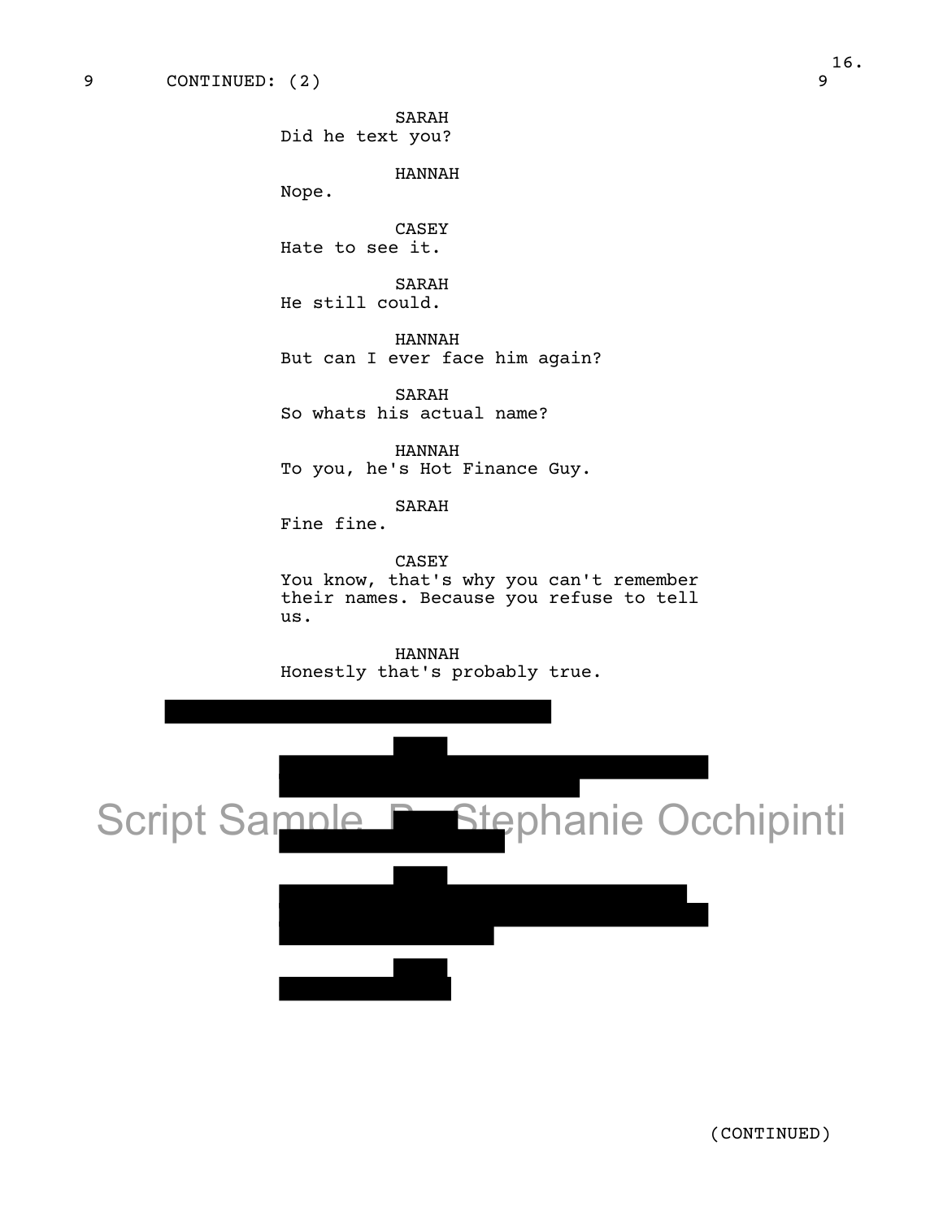9 CONTINUED: (2) 9

SARAH
Did he text you?

HANNAH
Nope.

CASEY
Hate to see it.

SARAH
He still could.

HANNAH
But can I ever face him again?

SARAH
So whats his actual name?

HANNAH
To you, he's Hot Finance Guy.

SARAH
Fine fine.

CASEY
You know, that's why you can't remember their names. Because you refuse to tell us.

HANNAH
Honestly that's probably true.

Script Sample, By Stephanie Occhipinti

(CONTINUED)